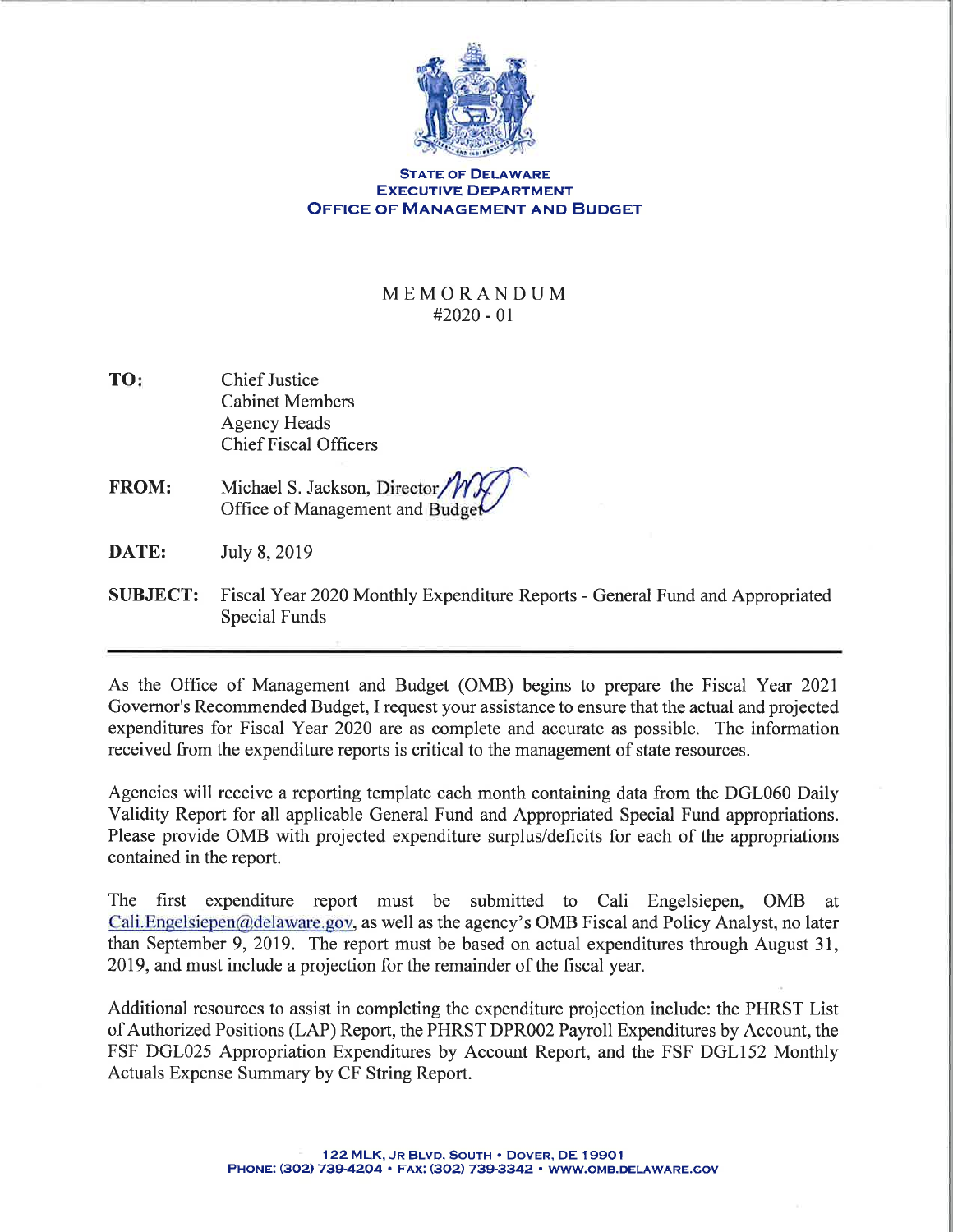**STATE OF DELAWARE**
**EXECUTIVE DEPARTMENT**
**OFFICE OF MANAGEMENT AND BUDGET**

# MEMORANDUM
#2020 - 01

**TO:** Chief Justice
Cabinet Members
Agency Heads
Chief Fiscal Officers

**FROM:** Michael S. Jackson, Director
Office of Management and Budget

**DATE:** July 8, 2019

**SUBJECT:** Fiscal Year 2020 Monthly Expenditure Reports - General Fund and Appropriated Special Funds

---

As the Office of Management and Budget (OMB) begins to prepare the Fiscal Year 2021 Governor's Recommended Budget, I request your assistance to ensure that the actual and projected expenditures for Fiscal Year 2020 are as complete and accurate as possible. The information received from the expenditure reports is critical to the management of state resources.

Agencies will receive a reporting template each month containing data from the DGL060 Daily Validity Report for all applicable General Fund and Appropriated Special Fund appropriations. Please provide OMB with projected expenditure surplus/deficits for each of the appropriations contained in the report.

The first expenditure report must be submitted to Cali Engelsiepen, OMB at Cali.Engelsiepen@delaware.gov, as well as the agency's OMB Fiscal and Policy Analyst, no later than September 9, 2019. The report must be based on actual expenditures through August 31, 2019, and must include a projection for the remainder of the fiscal year.

Additional resources to assist in completing the expenditure projection include: the PHRST List of Authorized Positions (LAP) Report, the PHRST DPR002 Payroll Expenditures by Account, the FSF DGL025 Appropriation Expenditures by Account Report, and the FSF DGL152 Monthly Actuals Expense Summary by CF String Report.

122 MLK, JR BLVD, SOUTH • DOVER, DE 19901
PHONE: (302) 739-4204 • FAX: (302) 739-3342 • WWW.OMB.DELAWARE.GOV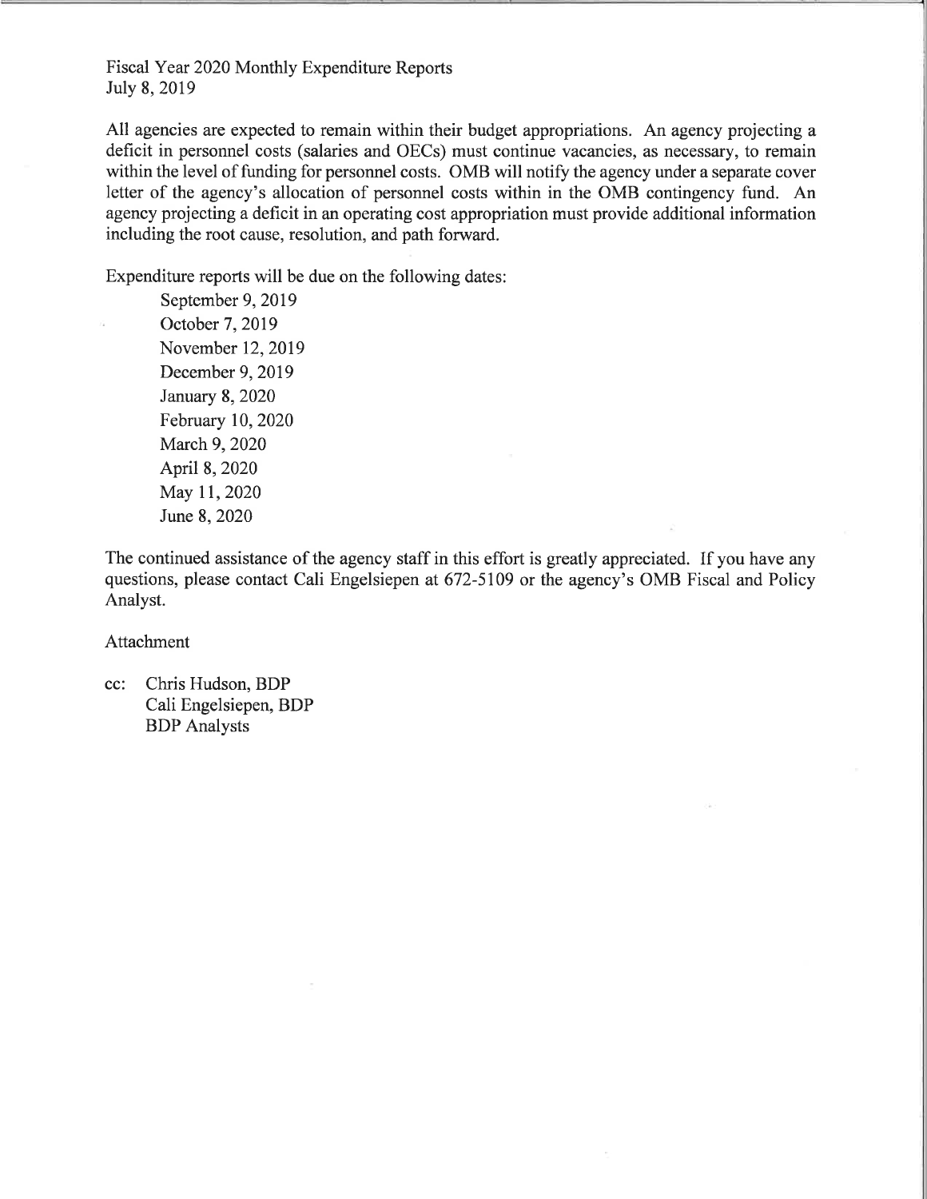All agencies are expected to remain within their budget appropriations. An agency projecting a deficit in personnel costs (salaries and OECs) must continue vacancies, as necessary, to remain within the level of funding for personnel costs. OMB will notify the agency under a separate cover letter of the agency's allocation of personnel costs within in the OMB contingency fund. An agency projecting a deficit in an operating cost appropriation must provide additional information including the root cause, resolution, and path forward.

Expenditure reports will be due on the following dates:

- September 9, 2019
- October 7, 2019
- November 12, 2019
- December 9, 2019
- January 8, 2020
- February 10, 2020
- March 9, 2020
- April 8, 2020
- May 11, 2020
- June 8, 2020

The continued assistance of the agency staff in this effort is greatly appreciated. If you have any questions, please contact Cali Engelsiepen at 672-5109 or the agency's OMB Fiscal and Policy Analyst.

Attachment

cc: Chris Hudson, BDP
Cali Engelsiepen, BDP
BDP Analysts